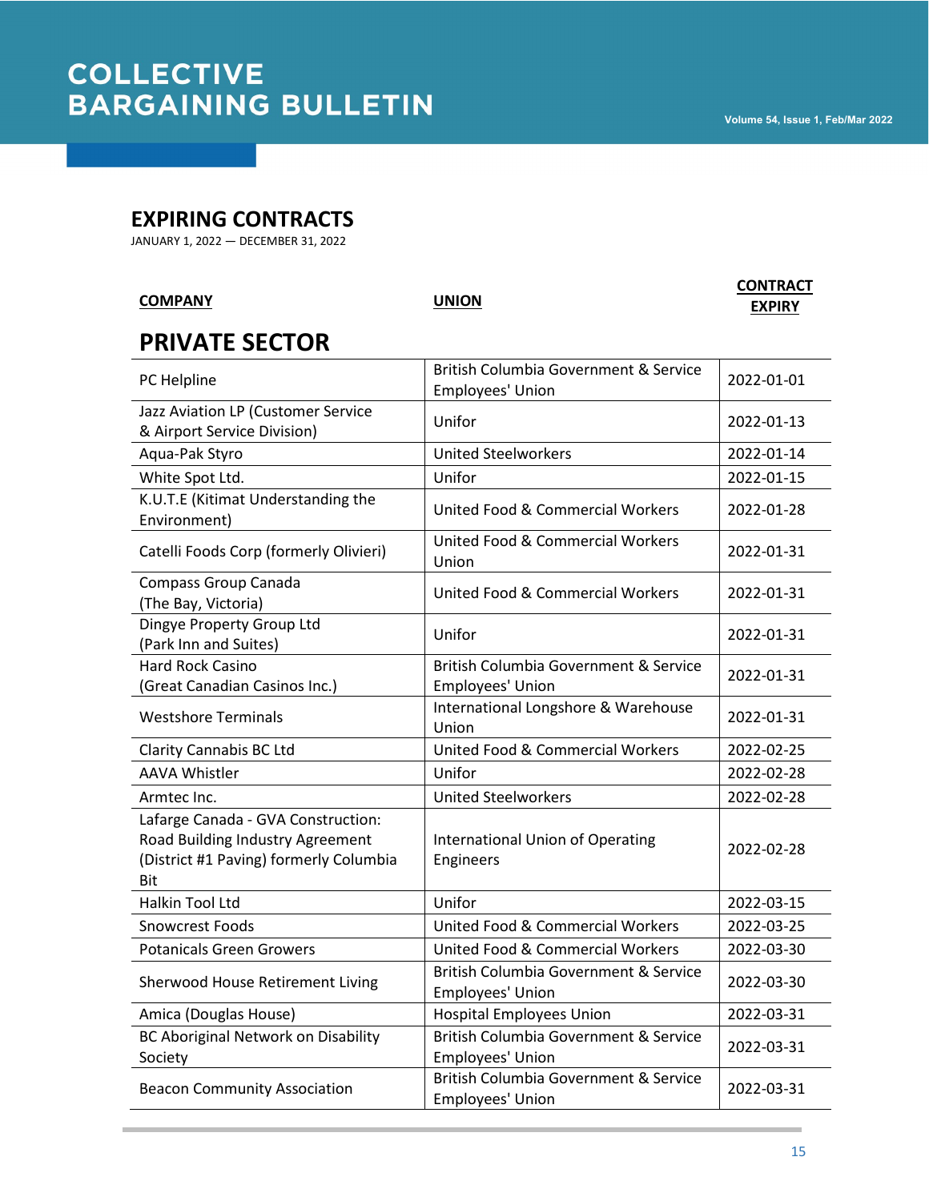# COLLECTIVE BARGAINING BULLETIN

## EXPIRING CONTRACTS

JANUARY 1, 2022 — DECEMBER 31, 2022

## PRIVATE SECTOR

| COMPANY | UNION | CONTRACT EXPIRY |
|---|---|---|
| PC Helpline | British Columbia Government & Service Employees' Union | 2022-01-01 |
| Jazz Aviation LP (Customer Service & Airport Service Division) | Unifor | 2022-01-13 |
| Aqua-Pak Styro | United Steelworkers | 2022-01-14 |
| White Spot Ltd. | Unifor | 2022-01-15 |
| K.U.T.E (Kitimat Understanding the Environment) | United Food & Commercial Workers | 2022-01-28 |
| Catelli Foods Corp (formerly Olivieri) | United Food & Commercial Workers Union | 2022-01-31 |
| Compass Group Canada (The Bay, Victoria) | United Food & Commercial Workers | 2022-01-31 |
| Dingye Property Group Ltd (Park Inn and Suites) | Unifor | 2022-01-31 |
| Hard Rock Casino (Great Canadian Casinos Inc.) | British Columbia Government & Service Employees' Union | 2022-01-31 |
| Westshore Terminals | International Longshore & Warehouse Union | 2022-01-31 |
| Clarity Cannabis BC Ltd | United Food & Commercial Workers | 2022-02-25 |
| AAVA Whistler | Unifor | 2022-02-28 |
| Armtec Inc. | United Steelworkers | 2022-02-28 |
| Lafarge Canada - GVA Construction: Road Building Industry Agreement (District #1 Paving) formerly Columbia Bit | International Union of Operating Engineers | 2022-02-28 |
| Halkin Tool Ltd | Unifor | 2022-03-15 |
| Snowcrest Foods | United Food & Commercial Workers | 2022-03-25 |
| Potanicals Green Growers | United Food & Commercial Workers | 2022-03-30 |
| Sherwood House Retirement Living | British Columbia Government & Service Employees' Union | 2022-03-30 |
| Amica (Douglas House) | Hospital Employees Union | 2022-03-31 |
| BC Aboriginal Network on Disability Society | British Columbia Government & Service Employees' Union | 2022-03-31 |
| Beacon Community Association | British Columbia Government & Service Employees' Union | 2022-03-31 |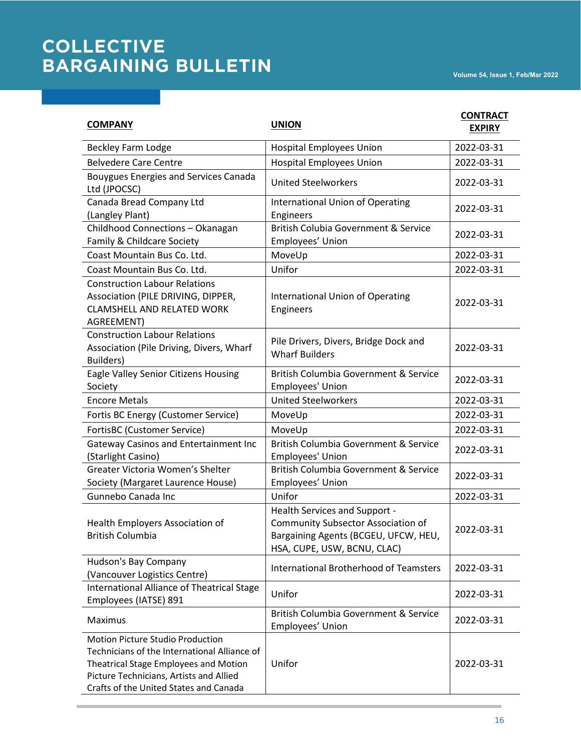# COLLECTIVE BARGAINING BULLETIN

| COMPANY | UNION | CONTRACT EXPIRY |
|---|---|---|
| Beckley Farm Lodge | Hospital Employees Union | 2022-03-31 |
| Belvedere Care Centre | Hospital Employees Union | 2022-03-31 |
| Bouygues Energies and Services Canada Ltd (JPOCSC) | United Steelworkers | 2022-03-31 |
| Canada Bread Company Ltd (Langley Plant) | International Union of Operating Engineers | 2022-03-31 |
| Childhood Connections – Okanagan Family & Childcare Society | British Colubia Government & Service Employees’ Union | 2022-03-31 |
| Coast Mountain Bus Co. Ltd. | MoveUp | 2022-03-31 |
| Coast Mountain Bus Co. Ltd. | Unifor | 2022-03-31 |
| Construction Labour Relations Association (PILE DRIVING, DIPPER, CLAMSHELL AND RELATED WORK AGREEMENT) | International Union of Operating Engineers | 2022-03-31 |
| Construction Labour Relations Association (Pile Driving, Divers, Wharf Builders) | Pile Drivers, Divers, Bridge Dock and Wharf Builders | 2022-03-31 |
| Eagle Valley Senior Citizens Housing Society | British Columbia Government & Service Employees' Union | 2022-03-31 |
| Encore Metals | United Steelworkers | 2022-03-31 |
| Fortis BC Energy (Customer Service) | MoveUp | 2022-03-31 |
| FortisBC (Customer Service) | MoveUp | 2022-03-31 |
| Gateway Casinos and Entertainment Inc (Starlight Casino) | British Columbia Government & Service Employees' Union | 2022-03-31 |
| Greater Victoria Women’s Shelter Society (Margaret Laurence House) | British Columbia Government & Service Employees’ Union | 2022-03-31 |
| Gunnebo Canada Inc | Unifor | 2022-03-31 |
| Health Employers Association of British Columbia | Health Services and Support - Community Subsector Association of Bargaining Agents (BCGEU, UFCW, HEU, HSA, CUPE, USW, BCNU, CLAC) | 2022-03-31 |
| Hudson's Bay Company (Vancouver Logistics Centre) | International Brotherhood of Teamsters | 2022-03-31 |
| International Alliance of Theatrical Stage Employees (IATSE) 891 | Unifor | 2022-03-31 |
| Maximus | British Columbia Government & Service Employees’ Union | 2022-03-31 |
| Motion Picture Studio Production Technicians of the International Alliance of Theatrical Stage Employees and Motion Picture Technicians, Artists and Allied Crafts of the United States and Canada | Unifor | 2022-03-31 |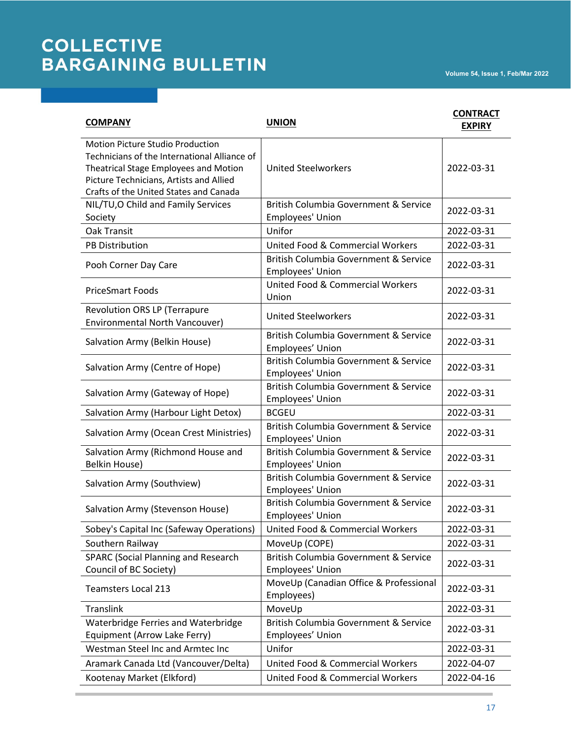| COMPANY | UNION | CONTRACT EXPIRY |
|---|---|---|
| Motion Picture Studio Production Technicians of the International Alliance of Theatrical Stage Employees and Motion Picture Technicians, Artists and Allied Crafts of the United States and Canada | United Steelworkers | 2022-03-31 |
| NIL/TU,O Child and Family Services Society | British Columbia Government & Service Employees' Union | 2022-03-31 |
| Oak Transit | Unifor | 2022-03-31 |
| PB Distribution | United Food & Commercial Workers | 2022-03-31 |
| Pooh Corner Day Care | British Columbia Government & Service Employees' Union | 2022-03-31 |
| PriceSmart Foods | United Food & Commercial Workers Union | 2022-03-31 |
| Revolution ORS LP (Terrapure Environmental North Vancouver) | United Steelworkers | 2022-03-31 |
| Salvation Army (Belkin House) | British Columbia Government & Service Employees' Union | 2022-03-31 |
| Salvation Army (Centre of Hope) | British Columbia Government & Service Employees' Union | 2022-03-31 |
| Salvation Army (Gateway of Hope) | British Columbia Government & Service Employees' Union | 2022-03-31 |
| Salvation Army (Harbour Light Detox) | BCGEU | 2022-03-31 |
| Salvation Army (Ocean Crest Ministries) | British Columbia Government & Service Employees' Union | 2022-03-31 |
| Salvation Army (Richmond House and Belkin House) | British Columbia Government & Service Employees' Union | 2022-03-31 |
| Salvation Army (Southview) | British Columbia Government & Service Employees' Union | 2022-03-31 |
| Salvation Army (Stevenson House) | British Columbia Government & Service Employees' Union | 2022-03-31 |
| Sobey's Capital Inc (Safeway Operations) | United Food & Commercial Workers | 2022-03-31 |
| Southern Railway | MoveUp (COPE) | 2022-03-31 |
| SPARC (Social Planning and Research Council of BC Society) | British Columbia Government & Service Employees' Union | 2022-03-31 |
| Teamsters Local 213 | MoveUp (Canadian Office & Professional Employees) | 2022-03-31 |
| Translink | MoveUp | 2022-03-31 |
| Waterbridge Ferries and Waterbridge Equipment (Arrow Lake Ferry) | British Columbia Government & Service Employees' Union | 2022-03-31 |
| Westman Steel Inc and Armtec Inc | Unifor | 2022-03-31 |
| Aramark Canada Ltd (Vancouver/Delta) | United Food & Commercial Workers | 2022-04-07 |
| Kootenay Market (Elkford) | United Food & Commercial Workers | 2022-04-16 |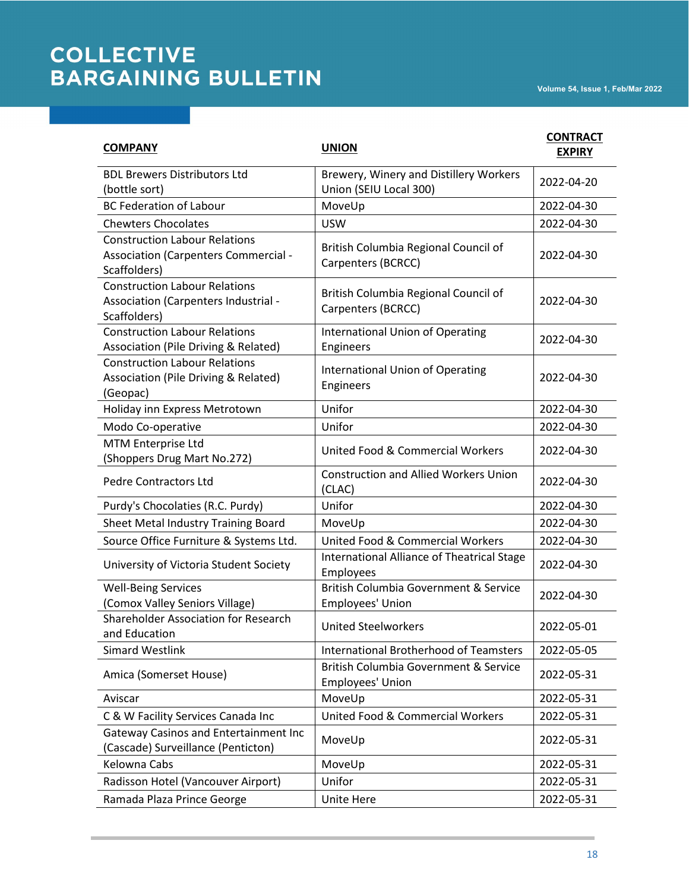| COMPANY | UNION | CONTRACT EXPIRY |
| --- | --- | --- |
| BDL Brewers Distributors Ltd (bottle sort) | Brewery, Winery and Distillery Workers Union (SEIU Local 300) | 2022-04-20 |
| BC Federation of Labour | MoveUp | 2022-04-30 |
| Chewters Chocolates | USW | 2022-04-30 |
| Construction Labour Relations Association (Carpenters Commercial - Scaffolders) | British Columbia Regional Council of Carpenters (BCRCC) | 2022-04-30 |
| Construction Labour Relations Association (Carpenters Industrial - Scaffolders) | British Columbia Regional Council of Carpenters (BCRCC) | 2022-04-30 |
| Construction Labour Relations Association (Pile Driving & Related) | International Union of Operating Engineers | 2022-04-30 |
| Construction Labour Relations Association (Pile Driving & Related) (Geopac) | International Union of Operating Engineers | 2022-04-30 |
| Holiday inn Express Metrotown | Unifor | 2022-04-30 |
| Modo Co-operative | Unifor | 2022-04-30 |
| MTM Enterprise Ltd (Shoppers Drug Mart No.272) | United Food & Commercial Workers | 2022-04-30 |
| Pedre Contractors Ltd | Construction and Allied Workers Union (CLAC) | 2022-04-30 |
| Purdy's Chocolaties (R.C. Purdy) | Unifor | 2022-04-30 |
| Sheet Metal Industry Training Board | MoveUp | 2022-04-30 |
| Source Office Furniture & Systems Ltd. | United Food & Commercial Workers | 2022-04-30 |
| University of Victoria Student Society | International Alliance of Theatrical Stage Employees | 2022-04-30 |
| Well-Being Services (Comox Valley Seniors Village) | British Columbia Government & Service Employees' Union | 2022-04-30 |
| Shareholder Association for Research and Education | United Steelworkers | 2022-05-01 |
| Simard Westlink | International Brotherhood of Teamsters | 2022-05-05 |
| Amica (Somerset House) | British Columbia Government & Service Employees' Union | 2022-05-31 |
| Aviscar | MoveUp | 2022-05-31 |
| C & W Facility Services Canada Inc | United Food & Commercial Workers | 2022-05-31 |
| Gateway Casinos and Entertainment Inc (Cascade) Surveillance (Penticton) | MoveUp | 2022-05-31 |
| Kelowna Cabs | MoveUp | 2022-05-31 |
| Radisson Hotel (Vancouver Airport) | Unifor | 2022-05-31 |
| Ramada Plaza Prince George | Unite Here | 2022-05-31 |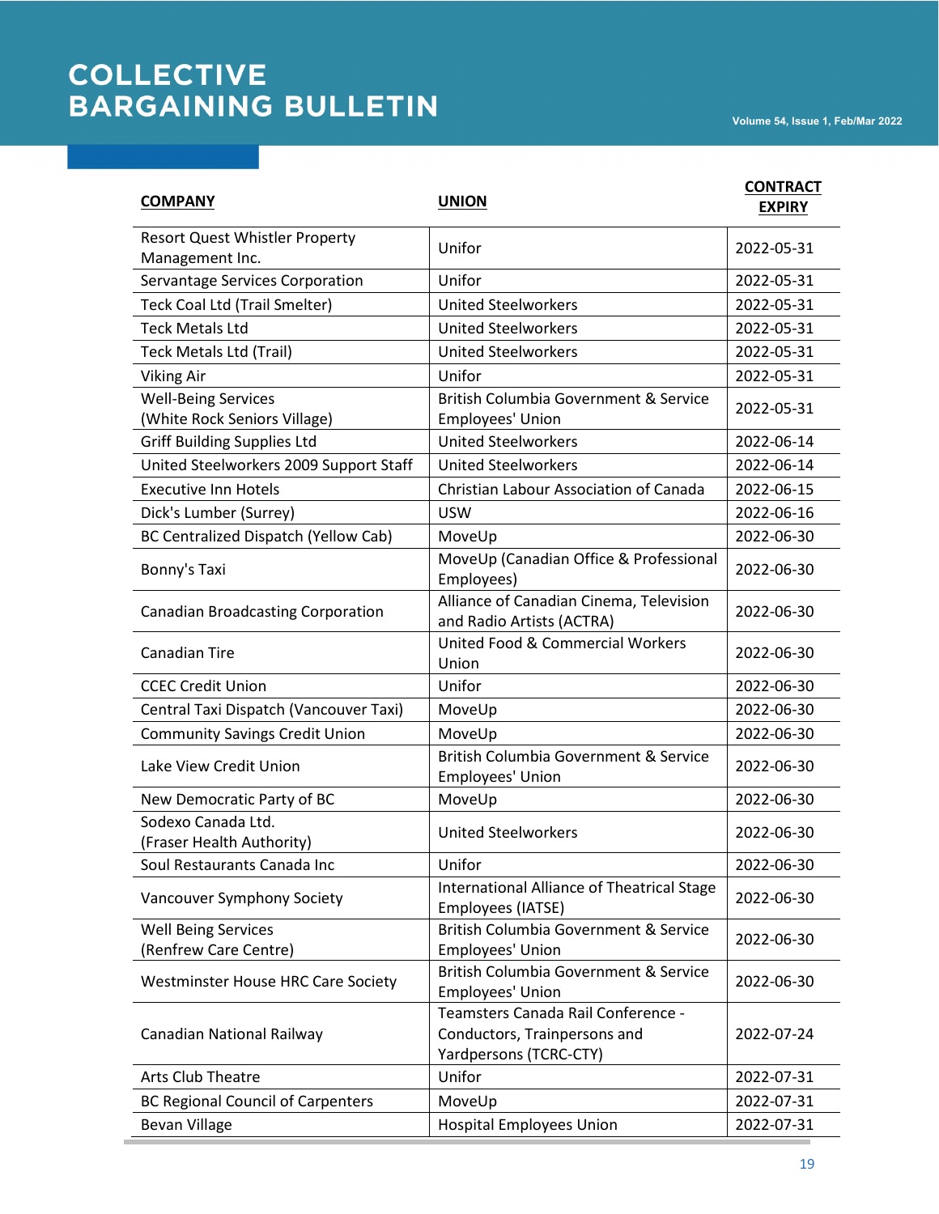| COMPANY | UNION | CONTRACT EXPIRY |
|---|---|---|
| Resort Quest Whistler Property Management Inc. | Unifor | 2022-05-31 |
| Servantage Services Corporation | Unifor | 2022-05-31 |
| Teck Coal Ltd (Trail Smelter) | United Steelworkers | 2022-05-31 |
| Teck Metals Ltd | United Steelworkers | 2022-05-31 |
| Teck Metals Ltd (Trail) | United Steelworkers | 2022-05-31 |
| Viking Air | Unifor | 2022-05-31 |
| Well-Being Services (White Rock Seniors Village) | British Columbia Government & Service Employees' Union | 2022-05-31 |
| Griff Building Supplies Ltd | United Steelworkers | 2022-06-14 |
| United Steelworkers 2009 Support Staff | United Steelworkers | 2022-06-14 |
| Executive Inn Hotels | Christian Labour Association of Canada | 2022-06-15 |
| Dick's Lumber (Surrey) | USW | 2022-06-16 |
| BC Centralized Dispatch (Yellow Cab) | MoveUp | 2022-06-30 |
| Bonny's Taxi | MoveUp (Canadian Office & Professional Employees) | 2022-06-30 |
| Canadian Broadcasting Corporation | Alliance of Canadian Cinema, Television and Radio Artists (ACTRA) | 2022-06-30 |
| Canadian Tire | United Food & Commercial Workers Union | 2022-06-30 |
| CCEC Credit Union | Unifor | 2022-06-30 |
| Central Taxi Dispatch (Vancouver Taxi) | MoveUp | 2022-06-30 |
| Community Savings Credit Union | MoveUp | 2022-06-30 |
| Lake View Credit Union | British Columbia Government & Service Employees' Union | 2022-06-30 |
| New Democratic Party of BC | MoveUp | 2022-06-30 |
| Sodexo Canada Ltd. (Fraser Health Authority) | United Steelworkers | 2022-06-30 |
| Soul Restaurants Canada Inc | Unifor | 2022-06-30 |
| Vancouver Symphony Society | International Alliance of Theatrical Stage Employees (IATSE) | 2022-06-30 |
| Well Being Services (Renfrew Care Centre) | British Columbia Government & Service Employees' Union | 2022-06-30 |
| Westminster House HRC Care Society | British Columbia Government & Service Employees' Union | 2022-06-30 |
| Canadian National Railway | Teamsters Canada Rail Conference - Conductors, Trainpersons and Yardpersons (TCRC-CTY) | 2022-07-24 |
| Arts Club Theatre | Unifor | 2022-07-31 |
| BC Regional Council of Carpenters | MoveUp | 2022-07-31 |
| Bevan Village | Hospital Employees Union | 2022-07-31 |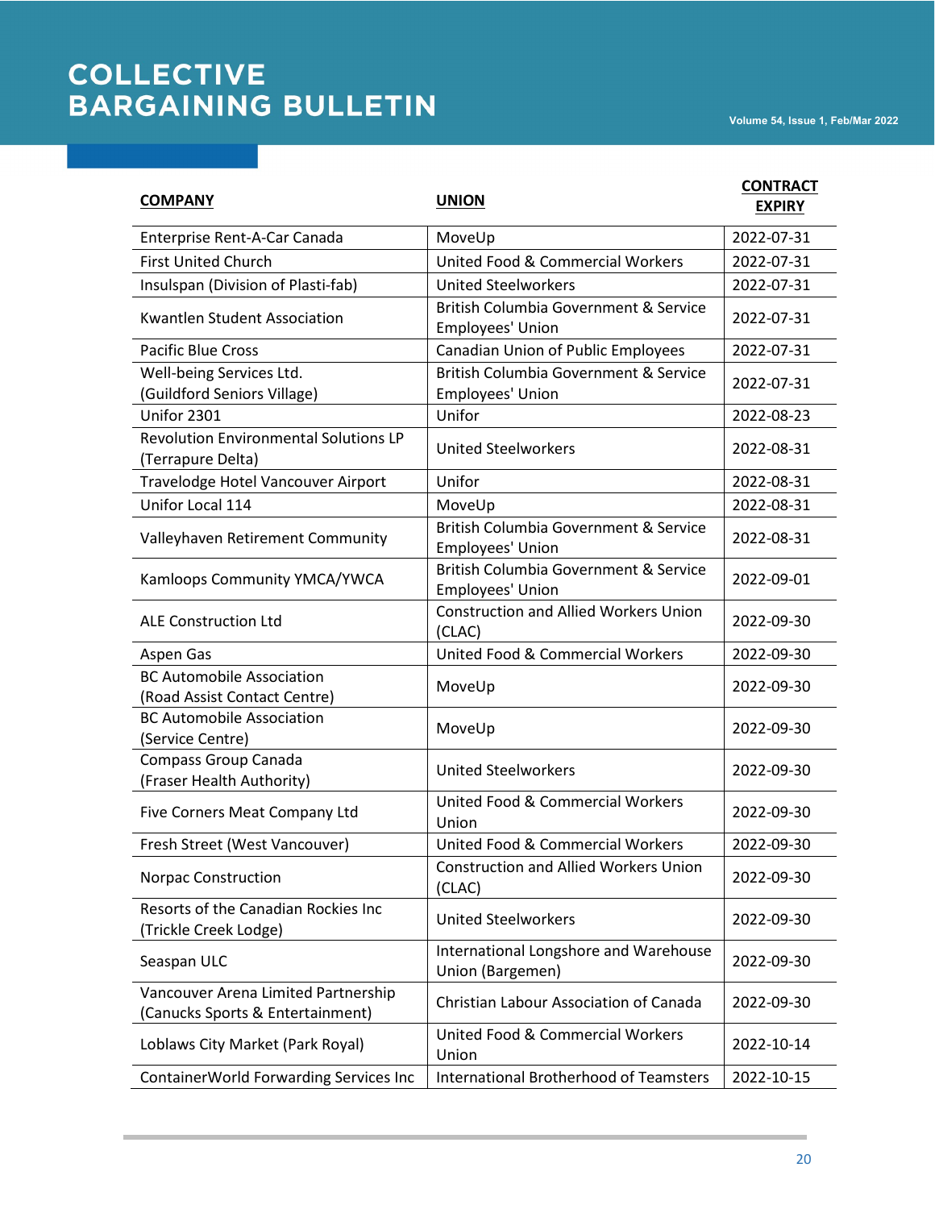| COMPANY | UNION | CONTRACT EXPIRY |
|---|---|---|
| Enterprise Rent-A-Car Canada | MoveUp | 2022-07-31 |
| First United Church | United Food & Commercial Workers | 2022-07-31 |
| Insulspan (Division of Plasti-fab) | United Steelworkers | 2022-07-31 |
| Kwantlen Student Association | British Columbia Government & Service Employees' Union | 2022-07-31 |
| Pacific Blue Cross | Canadian Union of Public Employees | 2022-07-31 |
| Well-being Services Ltd. (Guildford Seniors Village) | British Columbia Government & Service Employees' Union | 2022-07-31 |
| Unifor 2301 | Unifor | 2022-08-23 |
| Revolution Environmental Solutions LP (Terrapure Delta) | United Steelworkers | 2022-08-31 |
| Travelodge Hotel Vancouver Airport | Unifor | 2022-08-31 |
| Unifor Local 114 | MoveUp | 2022-08-31 |
| Valleyhaven Retirement Community | British Columbia Government & Service Employees' Union | 2022-08-31 |
| Kamloops Community YMCA/YWCA | British Columbia Government & Service Employees' Union | 2022-09-01 |
| ALE Construction Ltd | Construction and Allied Workers Union (CLAC) | 2022-09-30 |
| Aspen Gas | United Food & Commercial Workers | 2022-09-30 |
| BC Automobile Association (Road Assist Contact Centre) | MoveUp | 2022-09-30 |
| BC Automobile Association (Service Centre) | MoveUp | 2022-09-30 |
| Compass Group Canada (Fraser Health Authority) | United Steelworkers | 2022-09-30 |
| Five Corners Meat Company Ltd | United Food & Commercial Workers Union | 2022-09-30 |
| Fresh Street (West Vancouver) | United Food & Commercial Workers | 2022-09-30 |
| Norpac Construction | Construction and Allied Workers Union (CLAC) | 2022-09-30 |
| Resorts of the Canadian Rockies Inc (Trickle Creek Lodge) | United Steelworkers | 2022-09-30 |
| Seaspan ULC | International Longshore and Warehouse Union (Bargemen) | 2022-09-30 |
| Vancouver Arena Limited Partnership (Canucks Sports & Entertainment) | Christian Labour Association of Canada | 2022-09-30 |
| Loblaws City Market (Park Royal) | United Food & Commercial Workers Union | 2022-10-14 |
| ContainerWorld Forwarding Services Inc | International Brotherhood of Teamsters | 2022-10-15 |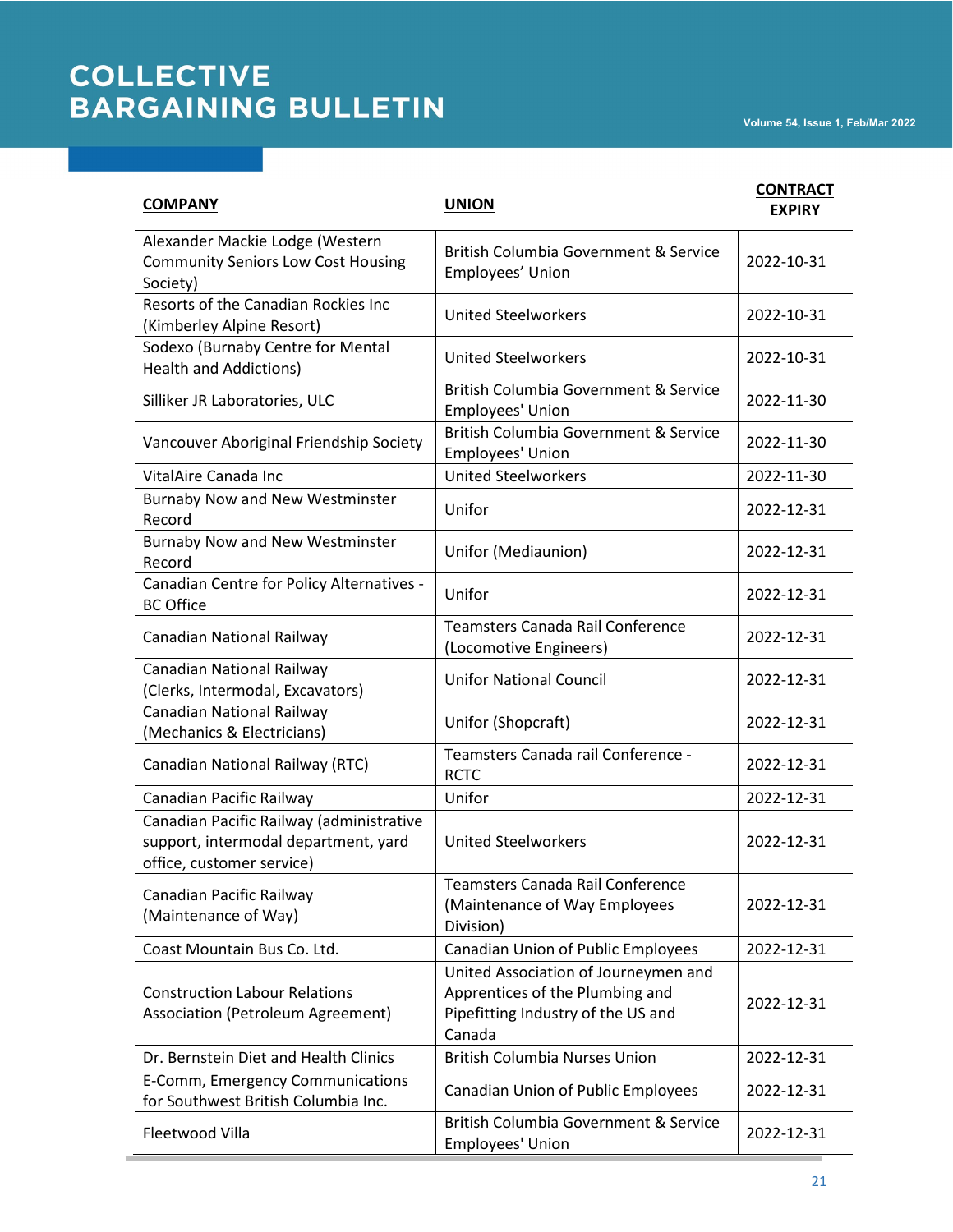| COMPANY | UNION | CONTRACT EXPIRY |
|---|---|---|
| Alexander Mackie Lodge (Western Community Seniors Low Cost Housing Society) | British Columbia Government & Service Employees’ Union | 2022-10-31 |
| Resorts of the Canadian Rockies Inc (Kimberley Alpine Resort) | United Steelworkers | 2022-10-31 |
| Sodexo (Burnaby Centre for Mental Health and Addictions) | United Steelworkers | 2022-10-31 |
| Silliker JR Laboratories, ULC | British Columbia Government & Service Employees' Union | 2022-11-30 |
| Vancouver Aboriginal Friendship Society | British Columbia Government & Service Employees' Union | 2022-11-30 |
| VitalAire Canada Inc | United Steelworkers | 2022-11-30 |
| Burnaby Now and New Westminster Record | Unifor | 2022-12-31 |
| Burnaby Now and New Westminster Record | Unifor (Mediaunion) | 2022-12-31 |
| Canadian Centre for Policy Alternatives - BC Office | Unifor | 2022-12-31 |
| Canadian National Railway | Teamsters Canada Rail Conference (Locomotive Engineers) | 2022-12-31 |
| Canadian National Railway (Clerks, Intermodal, Excavators) | Unifor National Council | 2022-12-31 |
| Canadian National Railway (Mechanics & Electricians) | Unifor (Shopcraft) | 2022-12-31 |
| Canadian National Railway (RTC) | Teamsters Canada rail Conference - RCTC | 2022-12-31 |
| Canadian Pacific Railway | Unifor | 2022-12-31 |
| Canadian Pacific Railway (administrative support, intermodal department, yard office, customer service) | United Steelworkers | 2022-12-31 |
| Canadian Pacific Railway (Maintenance of Way) | Teamsters Canada Rail Conference (Maintenance of Way Employees Division) | 2022-12-31 |
| Coast Mountain Bus Co. Ltd. | Canadian Union of Public Employees | 2022-12-31 |
| Construction Labour Relations Association (Petroleum Agreement) | United Association of Journeymen and Apprentices of the Plumbing and Pipefitting Industry of the US and Canada | 2022-12-31 |
| Dr. Bernstein Diet and Health Clinics | British Columbia Nurses Union | 2022-12-31 |
| E-Comm, Emergency Communications for Southwest British Columbia Inc. | Canadian Union of Public Employees | 2022-12-31 |
| Fleetwood Villa | British Columbia Government & Service Employees' Union | 2022-12-31 |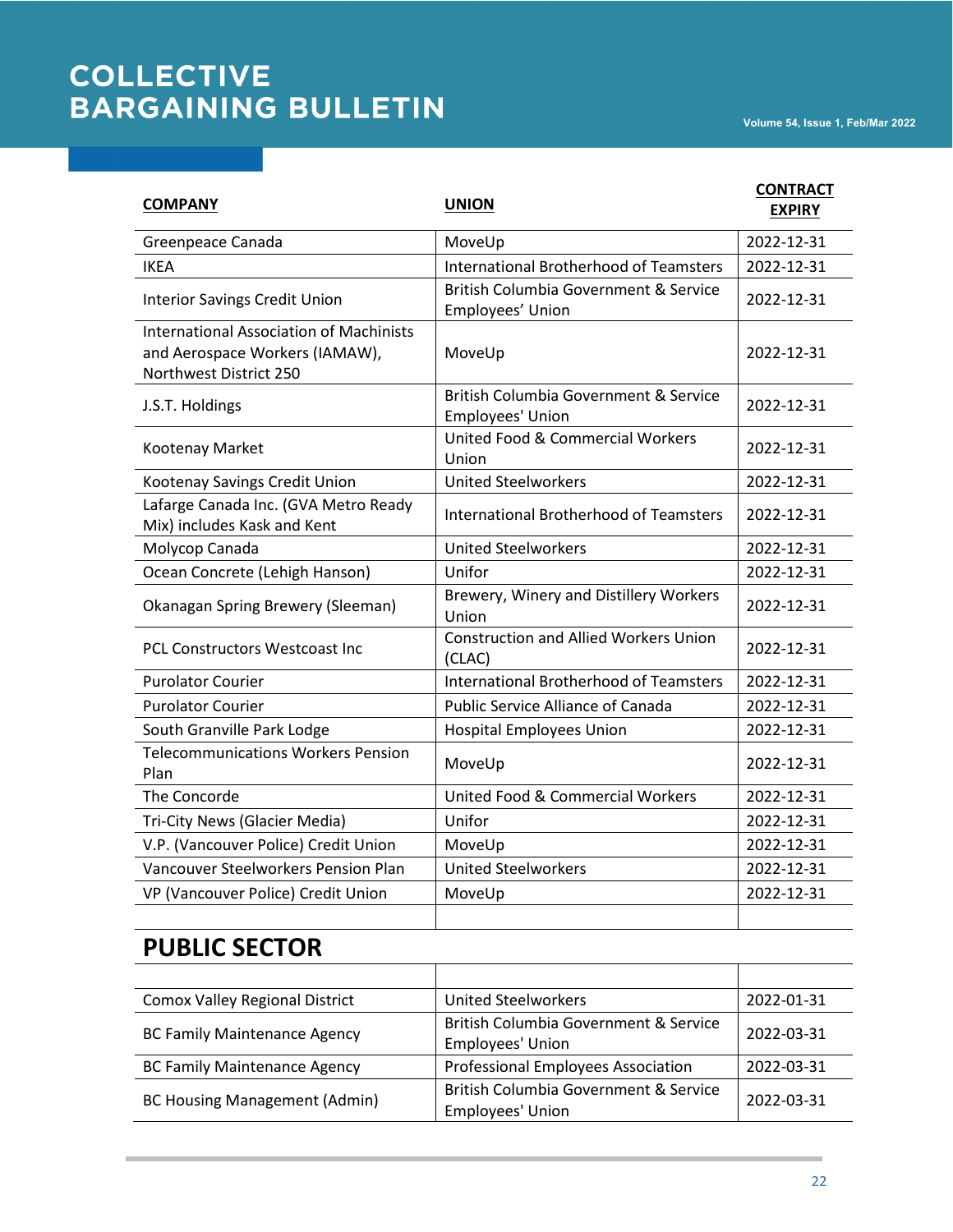| COMPANY | UNION | CONTRACT EXPIRY |
|---|---|---|
| Greenpeace Canada | MoveUp | 2022-12-31 |
| IKEA | International Brotherhood of Teamsters | 2022-12-31 |
| Interior Savings Credit Union | British Columbia Government & Service Employees' Union | 2022-12-31 |
| International Association of Machinists and Aerospace Workers (IAMAW), Northwest District 250 | MoveUp | 2022-12-31 |
| J.S.T. Holdings | British Columbia Government & Service Employees' Union | 2022-12-31 |
| Kootenay Market | United Food & Commercial Workers Union | 2022-12-31 |
| Kootenay Savings Credit Union | United Steelworkers | 2022-12-31 |
| Lafarge Canada Inc. (GVA Metro Ready Mix) includes Kask and Kent | International Brotherhood of Teamsters | 2022-12-31 |
| Molycop Canada | United Steelworkers | 2022-12-31 |
| Ocean Concrete (Lehigh Hanson) | Unifor | 2022-12-31 |
| Okanagan Spring Brewery (Sleeman) | Brewery, Winery and Distillery Workers Union | 2022-12-31 |
| PCL Constructors Westcoast Inc | Construction and Allied Workers Union (CLAC) | 2022-12-31 |
| Purolator Courier | International Brotherhood of Teamsters | 2022-12-31 |
| Purolator Courier | Public Service Alliance of Canada | 2022-12-31 |
| South Granville Park Lodge | Hospital Employees Union | 2022-12-31 |
| Telecommunications Workers Pension Plan | MoveUp | 2022-12-31 |
| The Concorde | United Food & Commercial Workers | 2022-12-31 |
| Tri-City News (Glacier Media) | Unifor | 2022-12-31 |
| V.P. (Vancouver Police) Credit Union | MoveUp | 2022-12-31 |
| Vancouver Steelworkers Pension Plan | United Steelworkers | 2022-12-31 |
| VP (Vancouver Police) Credit Union | MoveUp | 2022-12-31 |

## PUBLIC SECTOR

| COMPANY | UNION | CONTRACT EXPIRY |
|---|---|---|
| Comox Valley Regional District | United Steelworkers | 2022-01-31 |
| BC Family Maintenance Agency | British Columbia Government & Service Employees' Union | 2022-03-31 |
| BC Family Maintenance Agency | Professional Employees Association | 2022-03-31 |
| BC Housing Management (Admin) | British Columbia Government & Service Employees' Union | 2022-03-31 |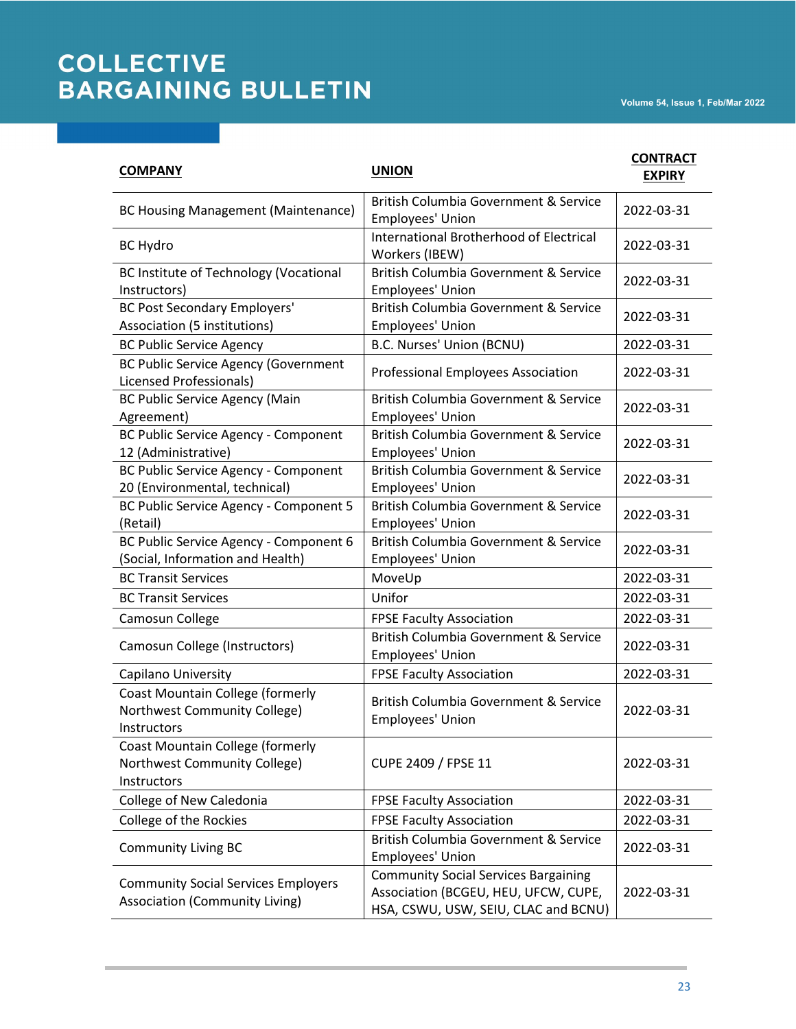| COMPANY | UNION | CONTRACT EXPIRY |
|---|---|---|
| BC Housing Management (Maintenance) | British Columbia Government & Service Employees' Union | 2022-03-31 |
| BC Hydro | International Brotherhood of Electrical Workers (IBEW) | 2022-03-31 |
| BC Institute of Technology (Vocational Instructors) | British Columbia Government & Service Employees' Union | 2022-03-31 |
| BC Post Secondary Employers' Association (5 institutions) | British Columbia Government & Service Employees' Union | 2022-03-31 |
| BC Public Service Agency | B.C. Nurses' Union (BCNU) | 2022-03-31 |
| BC Public Service Agency (Government Licensed Professionals) | Professional Employees Association | 2022-03-31 |
| BC Public Service Agency (Main Agreement) | British Columbia Government & Service Employees' Union | 2022-03-31 |
| BC Public Service Agency - Component 12 (Administrative) | British Columbia Government & Service Employees' Union | 2022-03-31 |
| BC Public Service Agency - Component 20 (Environmental, technical) | British Columbia Government & Service Employees' Union | 2022-03-31 |
| BC Public Service Agency - Component 5 (Retail) | British Columbia Government & Service Employees' Union | 2022-03-31 |
| BC Public Service Agency - Component 6 (Social, Information and Health) | British Columbia Government & Service Employees' Union | 2022-03-31 |
| BC Transit Services | MoveUp | 2022-03-31 |
| BC Transit Services | Unifor | 2022-03-31 |
| Camosun College | FPSE Faculty Association | 2022-03-31 |
| Camosun College (Instructors) | British Columbia Government & Service Employees' Union | 2022-03-31 |
| Capilano University | FPSE Faculty Association | 2022-03-31 |
| Coast Mountain College (formerly Northwest Community College) Instructors | British Columbia Government & Service Employees' Union | 2022-03-31 |
| Coast Mountain College (formerly Northwest Community College) Instructors | CUPE 2409 / FPSE 11 | 2022-03-31 |
| College of New Caledonia | FPSE Faculty Association | 2022-03-31 |
| College of the Rockies | FPSE Faculty Association | 2022-03-31 |
| Community Living BC | British Columbia Government & Service Employees' Union | 2022-03-31 |
| Community Social Services Employers Association (Community Living) | Community Social Services Bargaining Association (BCGEU, HEU, UFCW, CUPE, HSA, CSWU, USW, SEIU, CLAC and BCNU) | 2022-03-31 |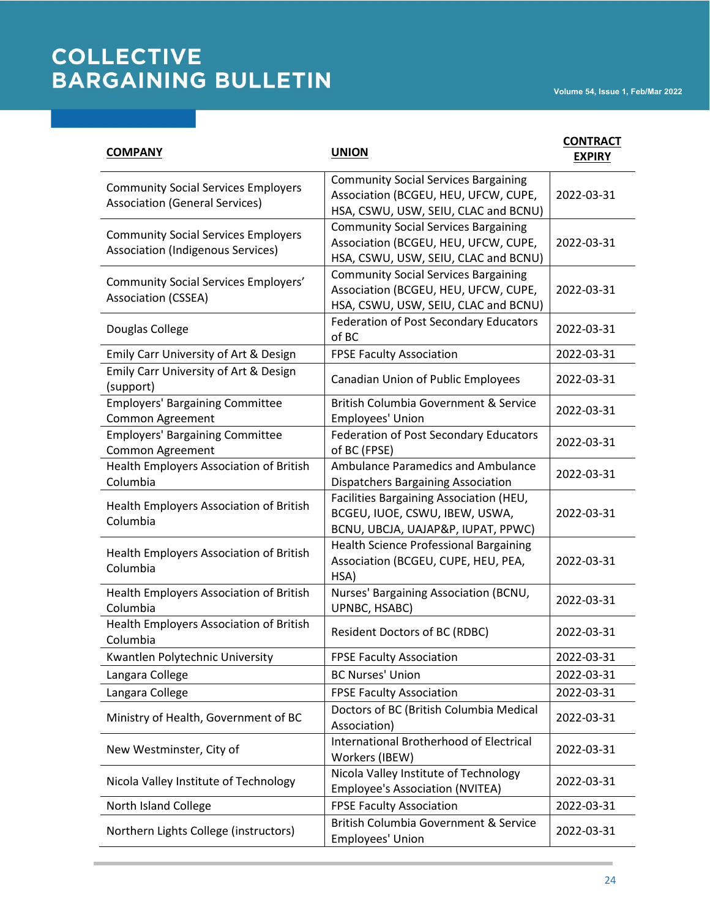| COMPANY | UNION | CONTRACT EXPIRY |
|---|---|---|
| Community Social Services Employers Association (General Services) | Community Social Services Bargaining Association (BCGEU, HEU, UFCW, CUPE, HSA, CSWU, USW, SEIU, CLAC and BCNU) | 2022-03-31 |
| Community Social Services Employers Association (Indigenous Services) | Community Social Services Bargaining Association (BCGEU, HEU, UFCW, CUPE, HSA, CSWU, USW, SEIU, CLAC and BCNU) | 2022-03-31 |
| Community Social Services Employers' Association (CSSEA) | Community Social Services Bargaining Association (BCGEU, HEU, UFCW, CUPE, HSA, CSWU, USW, SEIU, CLAC and BCNU) | 2022-03-31 |
| Douglas College | Federation of Post Secondary Educators of BC | 2022-03-31 |
| Emily Carr University of Art & Design | FPSE Faculty Association | 2022-03-31 |
| Emily Carr University of Art & Design (support) | Canadian Union of Public Employees | 2022-03-31 |
| Employers' Bargaining Committee Common Agreement | British Columbia Government & Service Employees' Union | 2022-03-31 |
| Employers' Bargaining Committee Common Agreement | Federation of Post Secondary Educators of BC (FPSE) | 2022-03-31 |
| Health Employers Association of British Columbia | Ambulance Paramedics and Ambulance Dispatchers Bargaining Association | 2022-03-31 |
| Health Employers Association of British Columbia | Facilities Bargaining Association (HEU, BCGEU, IUOE, CSWU, IBEW, USWA, BCNU, UBCJA, UAJAP&P, IUPAT, PPWC) | 2022-03-31 |
| Health Employers Association of British Columbia | Health Science Professional Bargaining Association (BCGEU, CUPE, HEU, PEA, HSA) | 2022-03-31 |
| Health Employers Association of British Columbia | Nurses' Bargaining Association (BCNU, UPNBC, HSABC) | 2022-03-31 |
| Health Employers Association of British Columbia | Resident Doctors of BC (RDBC) | 2022-03-31 |
| Kwantlen Polytechnic University | FPSE Faculty Association | 2022-03-31 |
| Langara College | BC Nurses' Union | 2022-03-31 |
| Langara College | FPSE Faculty Association | 2022-03-31 |
| Ministry of Health, Government of BC | Doctors of BC (British Columbia Medical Association) | 2022-03-31 |
| New Westminster, City of | International Brotherhood of Electrical Workers (IBEW) | 2022-03-31 |
| Nicola Valley Institute of Technology | Nicola Valley Institute of Technology Employee's Association (NVITEA) | 2022-03-31 |
| North Island College | FPSE Faculty Association | 2022-03-31 |
| Northern Lights College (instructors) | British Columbia Government & Service Employees' Union | 2022-03-31 |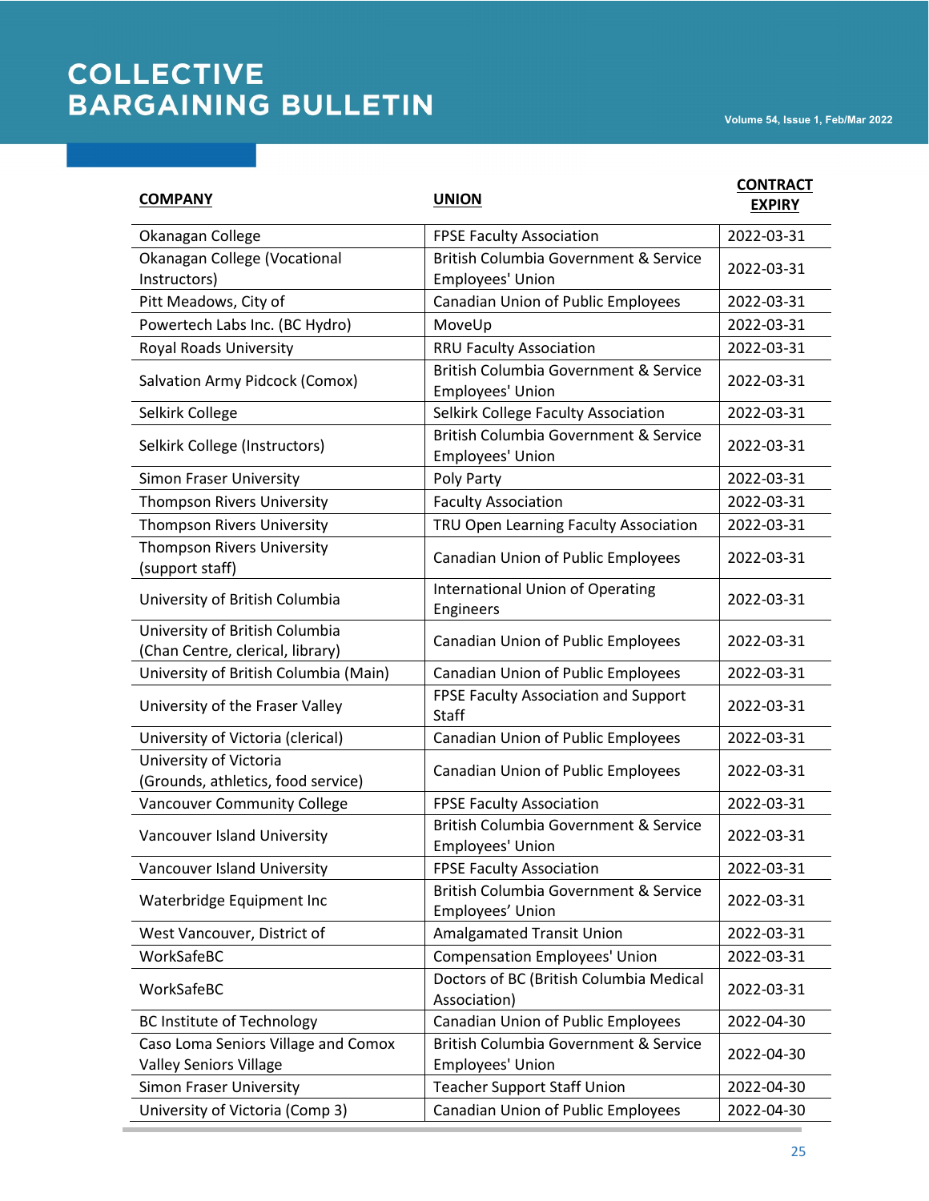| COMPANY | UNION | CONTRACT EXPIRY |
|---|---|---|
| Okanagan College | FPSE Faculty Association | 2022-03-31 |
| Okanagan College (Vocational Instructors) | British Columbia Government & Service Employees' Union | 2022-03-31 |
| Pitt Meadows, City of | Canadian Union of Public Employees | 2022-03-31 |
| Powertech Labs Inc. (BC Hydro) | MoveUp | 2022-03-31 |
| Royal Roads University | RRU Faculty Association | 2022-03-31 |
| Salvation Army Pidcock (Comox) | British Columbia Government & Service Employees' Union | 2022-03-31 |
| Selkirk College | Selkirk College Faculty Association | 2022-03-31 |
| Selkirk College (Instructors) | British Columbia Government & Service Employees' Union | 2022-03-31 |
| Simon Fraser University | Poly Party | 2022-03-31 |
| Thompson Rivers University | Faculty Association | 2022-03-31 |
| Thompson Rivers University | TRU Open Learning Faculty Association | 2022-03-31 |
| Thompson Rivers University (support staff) | Canadian Union of Public Employees | 2022-03-31 |
| University of British Columbia | International Union of Operating Engineers | 2022-03-31 |
| University of British Columbia (Chan Centre, clerical, library) | Canadian Union of Public Employees | 2022-03-31 |
| University of British Columbia (Main) | Canadian Union of Public Employees | 2022-03-31 |
| University of the Fraser Valley | FPSE Faculty Association and Support Staff | 2022-03-31 |
| University of Victoria (clerical) | Canadian Union of Public Employees | 2022-03-31 |
| University of Victoria (Grounds, athletics, food service) | Canadian Union of Public Employees | 2022-03-31 |
| Vancouver Community College | FPSE Faculty Association | 2022-03-31 |
| Vancouver Island University | British Columbia Government & Service Employees' Union | 2022-03-31 |
| Vancouver Island University | FPSE Faculty Association | 2022-03-31 |
| Waterbridge Equipment Inc | British Columbia Government & Service Employees' Union | 2022-03-31 |
| West Vancouver, District of | Amalgamated Transit Union | 2022-03-31 |
| WorkSafeBC | Compensation Employees' Union | 2022-03-31 |
| WorkSafeBC | Doctors of BC (British Columbia Medical Association) | 2022-03-31 |
| BC Institute of Technology | Canadian Union of Public Employees | 2022-04-30 |
| Caso Loma Seniors Village and Comox Valley Seniors Village | British Columbia Government & Service Employees' Union | 2022-04-30 |
| Simon Fraser University | Teacher Support Staff Union | 2022-04-30 |
| University of Victoria (Comp 3) | Canadian Union of Public Employees | 2022-04-30 |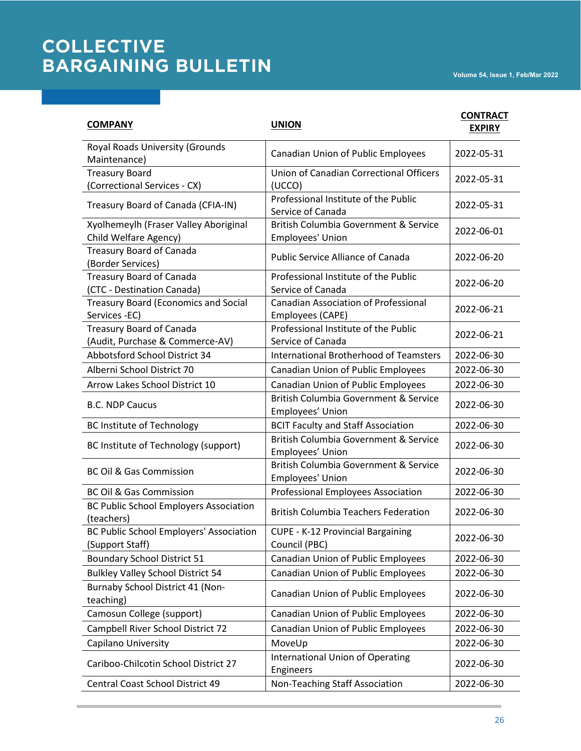| COMPANY | UNION | CONTRACT EXPIRY |
| --- | --- | --- |
| Royal Roads University (Grounds Maintenance) | Canadian Union of Public Employees | 2022-05-31 |
| Treasury Board (Correctional Services - CX) | Union of Canadian Correctional Officers (UCCO) | 2022-05-31 |
| Treasury Board of Canada (CFIA-IN) | Professional Institute of the Public Service of Canada | 2022-05-31 |
| Xyolhemeylh (Fraser Valley Aboriginal Child Welfare Agency) | British Columbia Government & Service Employees' Union | 2022-06-01 |
| Treasury Board of Canada (Border Services) | Public Service Alliance of Canada | 2022-06-20 |
| Treasury Board of Canada (CTC - Destination Canada) | Professional Institute of the Public Service of Canada | 2022-06-20 |
| Treasury Board (Economics and Social Services -EC) | Canadian Association of Professional Employees (CAPE) | 2022-06-21 |
| Treasury Board of Canada (Audit, Purchase & Commerce-AV) | Professional Institute of the Public Service of Canada | 2022-06-21 |
| Abbotsford School District 34 | International Brotherhood of Teamsters | 2022-06-30 |
| Alberni School District 70 | Canadian Union of Public Employees | 2022-06-30 |
| Arrow Lakes School District 10 | Canadian Union of Public Employees | 2022-06-30 |
| B.C. NDP Caucus | British Columbia Government & Service Employees' Union | 2022-06-30 |
| BC Institute of Technology | BCIT Faculty and Staff Association | 2022-06-30 |
| BC Institute of Technology (support) | British Columbia Government & Service Employees' Union | 2022-06-30 |
| BC Oil & Gas Commission | British Columbia Government & Service Employees' Union | 2022-06-30 |
| BC Oil & Gas Commission | Professional Employees Association | 2022-06-30 |
| BC Public School Employers Association (teachers) | British Columbia Teachers Federation | 2022-06-30 |
| BC Public School Employers' Association (Support Staff) | CUPE - K-12 Provincial Bargaining Council (PBC) | 2022-06-30 |
| Boundary School District 51 | Canadian Union of Public Employees | 2022-06-30 |
| Bulkley Valley School District 54 | Canadian Union of Public Employees | 2022-06-30 |
| Burnaby School District 41 (Non-teaching) | Canadian Union of Public Employees | 2022-06-30 |
| Camosun College (support) | Canadian Union of Public Employees | 2022-06-30 |
| Campbell River School District 72 | Canadian Union of Public Employees | 2022-06-30 |
| Capilano University | MoveUp | 2022-06-30 |
| Cariboo-Chilcotin School District 27 | International Union of Operating Engineers | 2022-06-30 |
| Central Coast School District 49 | Non-Teaching Staff Association | 2022-06-30 |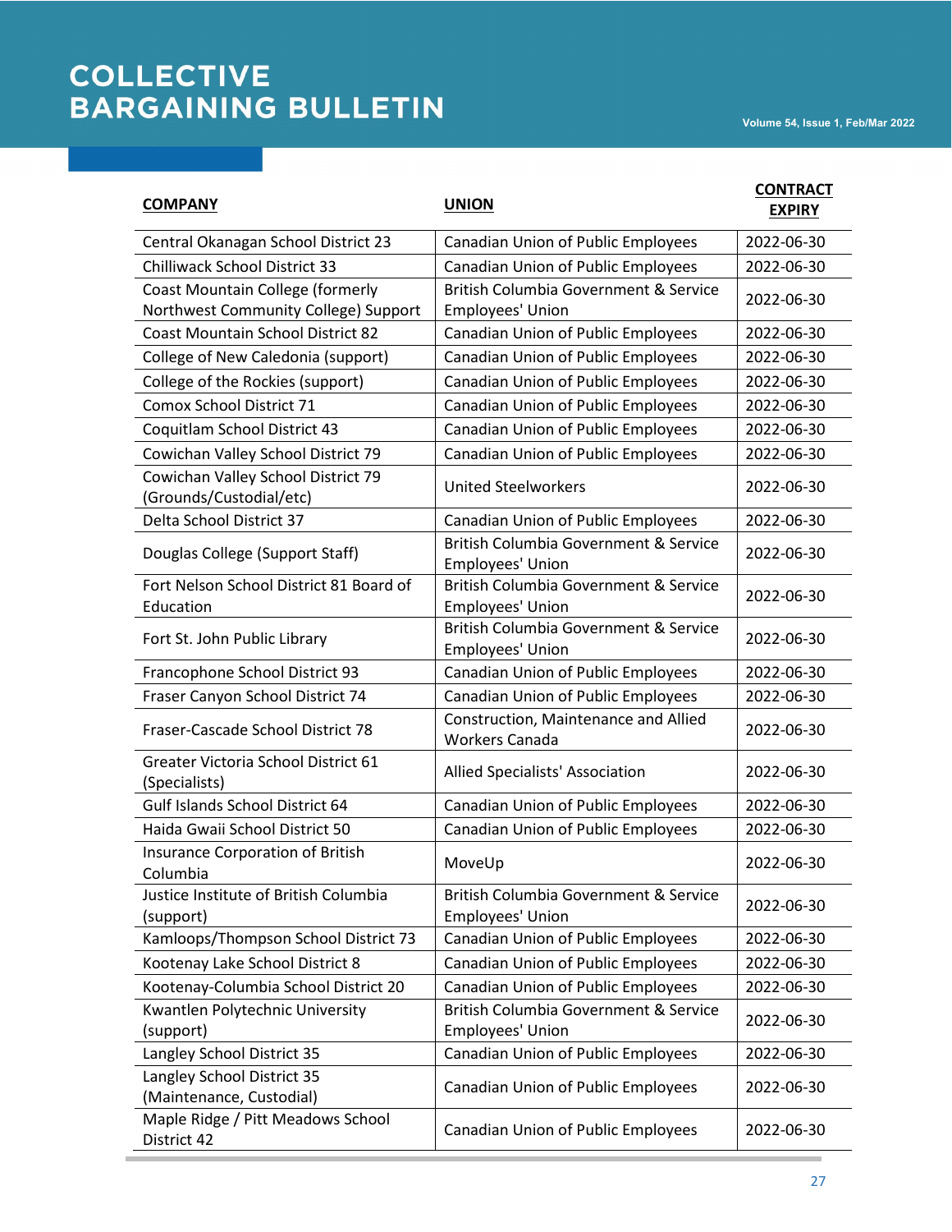| COMPANY | UNION | CONTRACT EXPIRY |
| --- | --- | --- |
| Central Okanagan School District 23 | Canadian Union of Public Employees | 2022-06-30 |
| Chilliwack School District 33 | Canadian Union of Public Employees | 2022-06-30 |
| Coast Mountain College (formerly Northwest Community College) Support | British Columbia Government & Service Employees' Union | 2022-06-30 |
| Coast Mountain School District 82 | Canadian Union of Public Employees | 2022-06-30 |
| College of New Caledonia (support) | Canadian Union of Public Employees | 2022-06-30 |
| College of the Rockies (support) | Canadian Union of Public Employees | 2022-06-30 |
| Comox School District 71 | Canadian Union of Public Employees | 2022-06-30 |
| Coquitlam School District 43 | Canadian Union of Public Employees | 2022-06-30 |
| Cowichan Valley School District 79 | Canadian Union of Public Employees | 2022-06-30 |
| Cowichan Valley School District 79 (Grounds/Custodial/etc) | United Steelworkers | 2022-06-30 |
| Delta School District 37 | Canadian Union of Public Employees | 2022-06-30 |
| Douglas College (Support Staff) | British Columbia Government & Service Employees' Union | 2022-06-30 |
| Fort Nelson School District 81 Board of Education | British Columbia Government & Service Employees' Union | 2022-06-30 |
| Fort St. John Public Library | British Columbia Government & Service Employees' Union | 2022-06-30 |
| Francophone School District 93 | Canadian Union of Public Employees | 2022-06-30 |
| Fraser Canyon School District 74 | Canadian Union of Public Employees | 2022-06-30 |
| Fraser-Cascade School District 78 | Construction, Maintenance and Allied Workers Canada | 2022-06-30 |
| Greater Victoria School District 61 (Specialists) | Allied Specialists' Association | 2022-06-30 |
| Gulf Islands School District 64 | Canadian Union of Public Employees | 2022-06-30 |
| Haida Gwaii School District 50 | Canadian Union of Public Employees | 2022-06-30 |
| Insurance Corporation of British Columbia | MoveUp | 2022-06-30 |
| Justice Institute of British Columbia (support) | British Columbia Government & Service Employees' Union | 2022-06-30 |
| Kamloops/Thompson School District 73 | Canadian Union of Public Employees | 2022-06-30 |
| Kootenay Lake School District 8 | Canadian Union of Public Employees | 2022-06-30 |
| Kootenay-Columbia School District 20 | Canadian Union of Public Employees | 2022-06-30 |
| Kwantlen Polytechnic University (support) | British Columbia Government & Service Employees' Union | 2022-06-30 |
| Langley School District 35 | Canadian Union of Public Employees | 2022-06-30 |
| Langley School District 35 (Maintenance, Custodial) | Canadian Union of Public Employees | 2022-06-30 |
| Maple Ridge / Pitt Meadows School District 42 | Canadian Union of Public Employees | 2022-06-30 |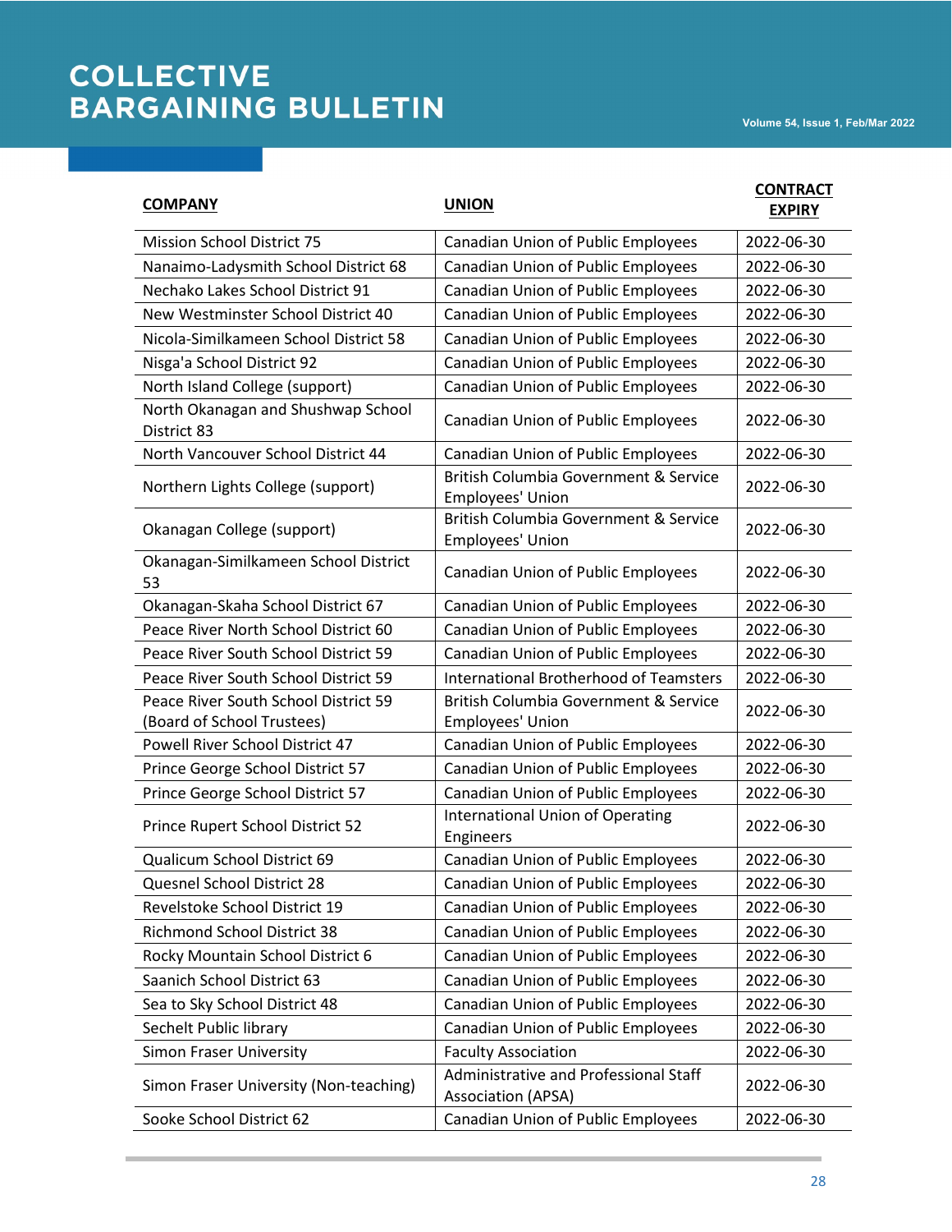| COMPANY | UNION | CONTRACT EXPIRY |
|---|---|---|
| Mission School District 75 | Canadian Union of Public Employees | 2022-06-30 |
| Nanaimo-Ladysmith School District 68 | Canadian Union of Public Employees | 2022-06-30 |
| Nechako Lakes School District 91 | Canadian Union of Public Employees | 2022-06-30 |
| New Westminster School District 40 | Canadian Union of Public Employees | 2022-06-30 |
| Nicola-Similkameen School District 58 | Canadian Union of Public Employees | 2022-06-30 |
| Nisga'a School District 92 | Canadian Union of Public Employees | 2022-06-30 |
| North Island College (support) | Canadian Union of Public Employees | 2022-06-30 |
| North Okanagan and Shushwap School District 83 | Canadian Union of Public Employees | 2022-06-30 |
| North Vancouver School District 44 | Canadian Union of Public Employees | 2022-06-30 |
| Northern Lights College (support) | British Columbia Government & Service Employees' Union | 2022-06-30 |
| Okanagan College (support) | British Columbia Government & Service Employees' Union | 2022-06-30 |
| Okanagan-Similkameen School District 53 | Canadian Union of Public Employees | 2022-06-30 |
| Okanagan-Skaha School District 67 | Canadian Union of Public Employees | 2022-06-30 |
| Peace River North School District 60 | Canadian Union of Public Employees | 2022-06-30 |
| Peace River South School District 59 | Canadian Union of Public Employees | 2022-06-30 |
| Peace River South School District 59 | International Brotherhood of Teamsters | 2022-06-30 |
| Peace River South School District 59 (Board of School Trustees) | British Columbia Government & Service Employees' Union | 2022-06-30 |
| Powell River School District 47 | Canadian Union of Public Employees | 2022-06-30 |
| Prince George School District 57 | Canadian Union of Public Employees | 2022-06-30 |
| Prince George School District 57 | Canadian Union of Public Employees | 2022-06-30 |
| Prince Rupert School District 52 | International Union of Operating Engineers | 2022-06-30 |
| Qualicum School District 69 | Canadian Union of Public Employees | 2022-06-30 |
| Quesnel School District 28 | Canadian Union of Public Employees | 2022-06-30 |
| Revelstoke School District 19 | Canadian Union of Public Employees | 2022-06-30 |
| Richmond School District 38 | Canadian Union of Public Employees | 2022-06-30 |
| Rocky Mountain School District 6 | Canadian Union of Public Employees | 2022-06-30 |
| Saanich School District 63 | Canadian Union of Public Employees | 2022-06-30 |
| Sea to Sky School District 48 | Canadian Union of Public Employees | 2022-06-30 |
| Sechelt Public library | Canadian Union of Public Employees | 2022-06-30 |
| Simon Fraser University | Faculty Association | 2022-06-30 |
| Simon Fraser University (Non-teaching) | Administrative and Professional Staff Association (APSA) | 2022-06-30 |
| Sooke School District 62 | Canadian Union of Public Employees | 2022-06-30 |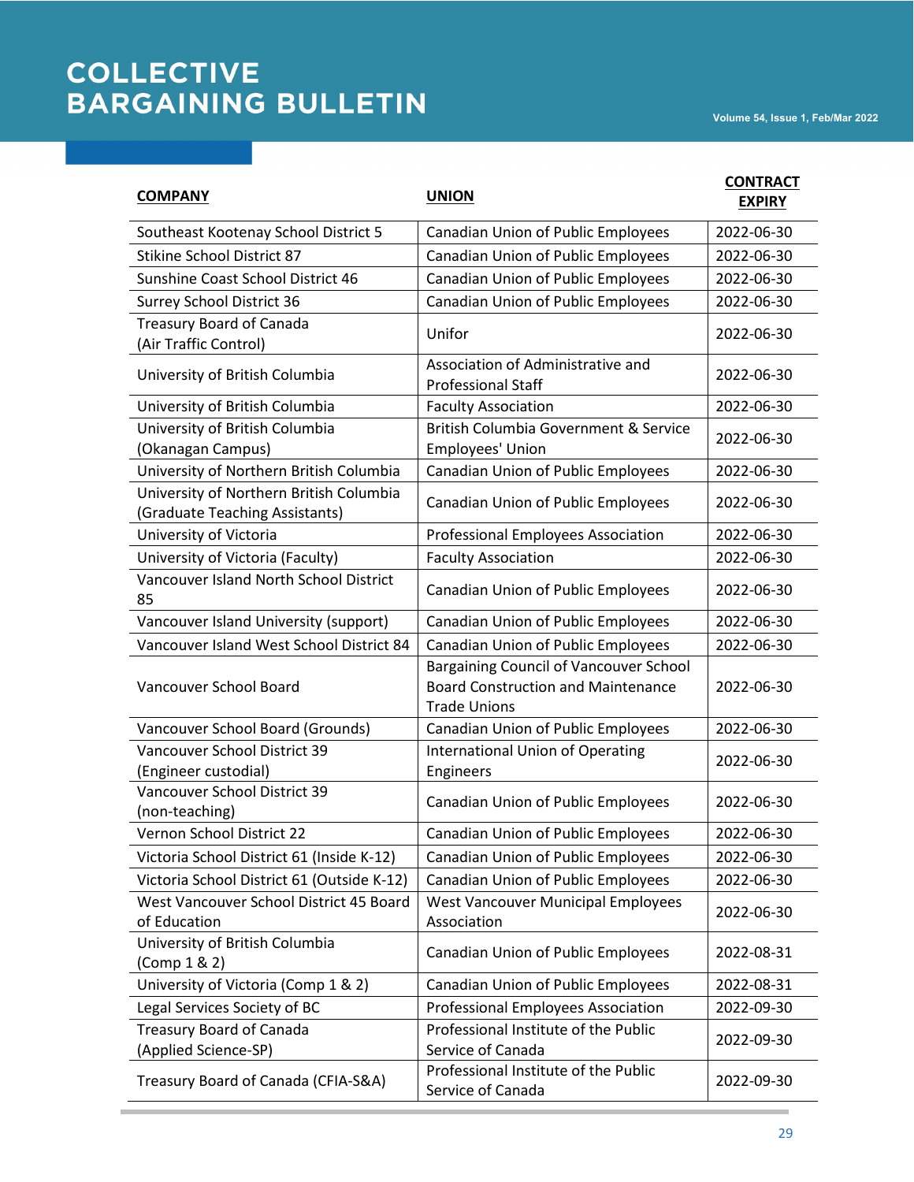| COMPANY | UNION | CONTRACT EXPIRY |
| --- | --- | --- |
| Southeast Kootenay School District 5 | Canadian Union of Public Employees | 2022-06-30 |
| Stikine School District 87 | Canadian Union of Public Employees | 2022-06-30 |
| Sunshine Coast School District 46 | Canadian Union of Public Employees | 2022-06-30 |
| Surrey School District 36 | Canadian Union of Public Employees | 2022-06-30 |
| Treasury Board of Canada (Air Traffic Control) | Unifor | 2022-06-30 |
| University of British Columbia | Association of Administrative and Professional Staff | 2022-06-30 |
| University of British Columbia | Faculty Association | 2022-06-30 |
| University of British Columbia (Okanagan Campus) | British Columbia Government & Service Employees' Union | 2022-06-30 |
| University of Northern British Columbia | Canadian Union of Public Employees | 2022-06-30 |
| University of Northern British Columbia (Graduate Teaching Assistants) | Canadian Union of Public Employees | 2022-06-30 |
| University of Victoria | Professional Employees Association | 2022-06-30 |
| University of Victoria (Faculty) | Faculty Association | 2022-06-30 |
| Vancouver Island North School District 85 | Canadian Union of Public Employees | 2022-06-30 |
| Vancouver Island University (support) | Canadian Union of Public Employees | 2022-06-30 |
| Vancouver Island West School District 84 | Canadian Union of Public Employees | 2022-06-30 |
| Vancouver School Board | Bargaining Council of Vancouver School Board Construction and Maintenance Trade Unions | 2022-06-30 |
| Vancouver School Board (Grounds) | Canadian Union of Public Employees | 2022-06-30 |
| Vancouver School District 39 (Engineer custodial) | International Union of Operating Engineers | 2022-06-30 |
| Vancouver School District 39 (non-teaching) | Canadian Union of Public Employees | 2022-06-30 |
| Vernon School District 22 | Canadian Union of Public Employees | 2022-06-30 |
| Victoria School District 61 (Inside K-12) | Canadian Union of Public Employees | 2022-06-30 |
| Victoria School District 61 (Outside K-12) | Canadian Union of Public Employees | 2022-06-30 |
| West Vancouver School District 45 Board of Education | West Vancouver Municipal Employees Association | 2022-06-30 |
| University of British Columbia (Comp 1 & 2) | Canadian Union of Public Employees | 2022-08-31 |
| University of Victoria (Comp 1 & 2) | Canadian Union of Public Employees | 2022-08-31 |
| Legal Services Society of BC | Professional Employees Association | 2022-09-30 |
| Treasury Board of Canada (Applied Science-SP) | Professional Institute of the Public Service of Canada | 2022-09-30 |
| Treasury Board of Canada (CFIA-S&A) | Professional Institute of the Public Service of Canada | 2022-09-30 |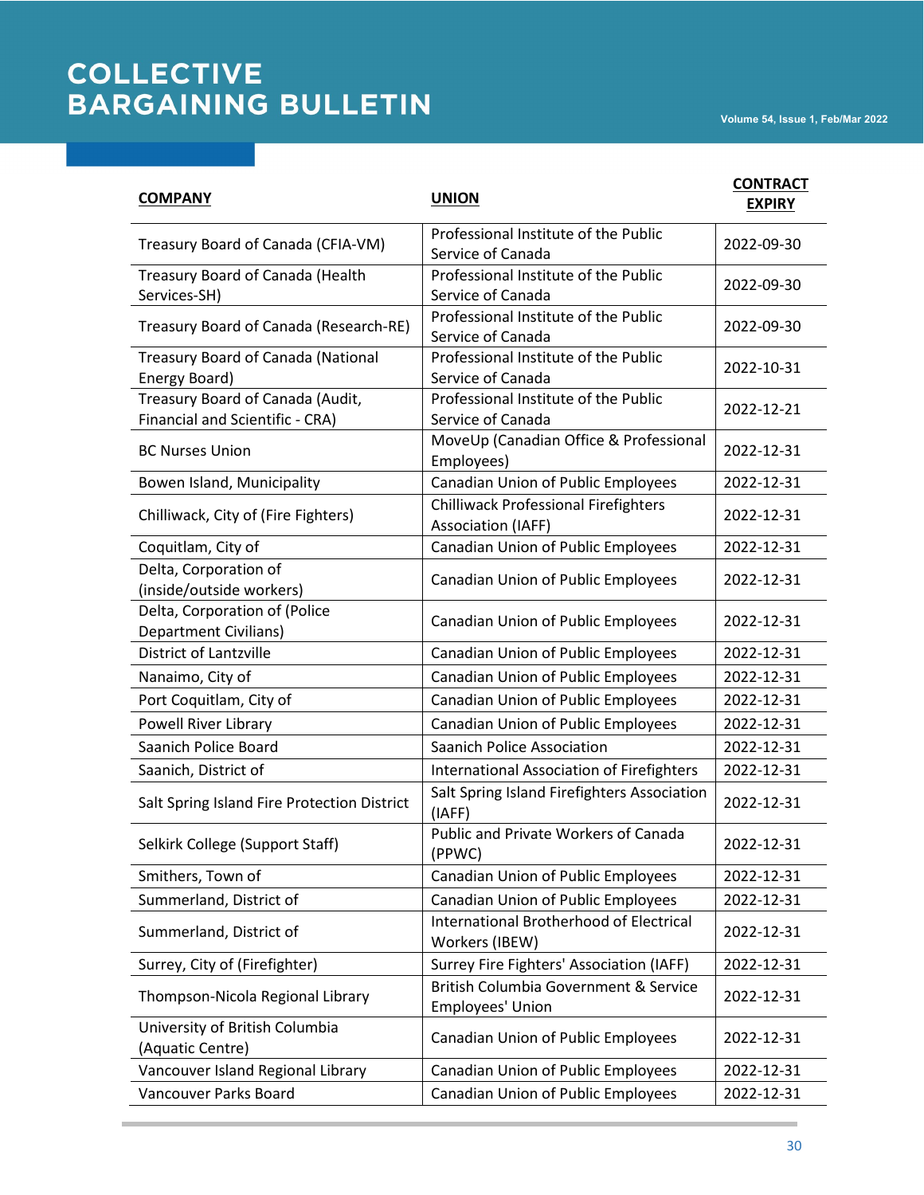| COMPANY | UNION | CONTRACT EXPIRY |
|---|---|---|
| Treasury Board of Canada (CFIA-VM) | Professional Institute of the Public Service of Canada | 2022-09-30 |
| Treasury Board of Canada (Health Services-SH) | Professional Institute of the Public Service of Canada | 2022-09-30 |
| Treasury Board of Canada (Research-RE) | Professional Institute of the Public Service of Canada | 2022-09-30 |
| Treasury Board of Canada (National Energy Board) | Professional Institute of the Public Service of Canada | 2022-10-31 |
| Treasury Board of Canada (Audit, Financial and Scientific - CRA) | Professional Institute of the Public Service of Canada | 2022-12-21 |
| BC Nurses Union | MoveUp (Canadian Office & Professional Employees) | 2022-12-31 |
| Bowen Island, Municipality | Canadian Union of Public Employees | 2022-12-31 |
| Chilliwack, City of (Fire Fighters) | Chilliwack Professional Firefighters Association (IAFF) | 2022-12-31 |
| Coquitlam, City of | Canadian Union of Public Employees | 2022-12-31 |
| Delta, Corporation of (inside/outside workers) | Canadian Union of Public Employees | 2022-12-31 |
| Delta, Corporation of (Police Department Civilians) | Canadian Union of Public Employees | 2022-12-31 |
| District of Lantzville | Canadian Union of Public Employees | 2022-12-31 |
| Nanaimo, City of | Canadian Union of Public Employees | 2022-12-31 |
| Port Coquitlam, City of | Canadian Union of Public Employees | 2022-12-31 |
| Powell River Library | Canadian Union of Public Employees | 2022-12-31 |
| Saanich Police Board | Saanich Police Association | 2022-12-31 |
| Saanich, District of | International Association of Firefighters | 2022-12-31 |
| Salt Spring Island Fire Protection District | Salt Spring Island Firefighters Association (IAFF) | 2022-12-31 |
| Selkirk College (Support Staff) | Public and Private Workers of Canada (PPWC) | 2022-12-31 |
| Smithers, Town of | Canadian Union of Public Employees | 2022-12-31 |
| Summerland, District of | Canadian Union of Public Employees | 2022-12-31 |
| Summerland, District of | International Brotherhood of Electrical Workers (IBEW) | 2022-12-31 |
| Surrey, City of (Firefighter) | Surrey Fire Fighters' Association (IAFF) | 2022-12-31 |
| Thompson-Nicola Regional Library | British Columbia Government & Service Employees' Union | 2022-12-31 |
| University of British Columbia (Aquatic Centre) | Canadian Union of Public Employees | 2022-12-31 |
| Vancouver Island Regional Library | Canadian Union of Public Employees | 2022-12-31 |
| Vancouver Parks Board | Canadian Union of Public Employees | 2022-12-31 |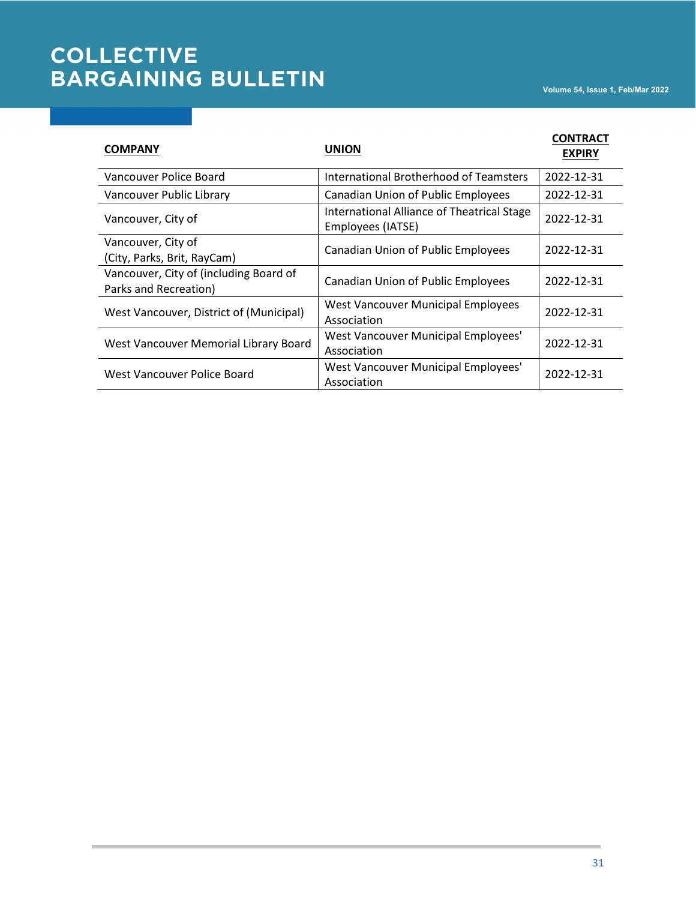| COMPANY | UNION | CONTRACT EXPIRY |
|---|---|---|
| Vancouver Police Board | International Brotherhood of Teamsters | 2022-12-31 |
| Vancouver Public Library | Canadian Union of Public Employees | 2022-12-31 |
| Vancouver, City of | International Alliance of Theatrical Stage Employees (IATSE) | 2022-12-31 |
| Vancouver, City of (City, Parks, Brit, RayCam) | Canadian Union of Public Employees | 2022-12-31 |
| Vancouver, City of (including Board of Parks and Recreation) | Canadian Union of Public Employees | 2022-12-31 |
| West Vancouver, District of (Municipal) | West Vancouver Municipal Employees Association | 2022-12-31 |
| West Vancouver Memorial Library Board | West Vancouver Municipal Employees' Association | 2022-12-31 |
| West Vancouver Police Board | West Vancouver Municipal Employees' Association | 2022-12-31 |